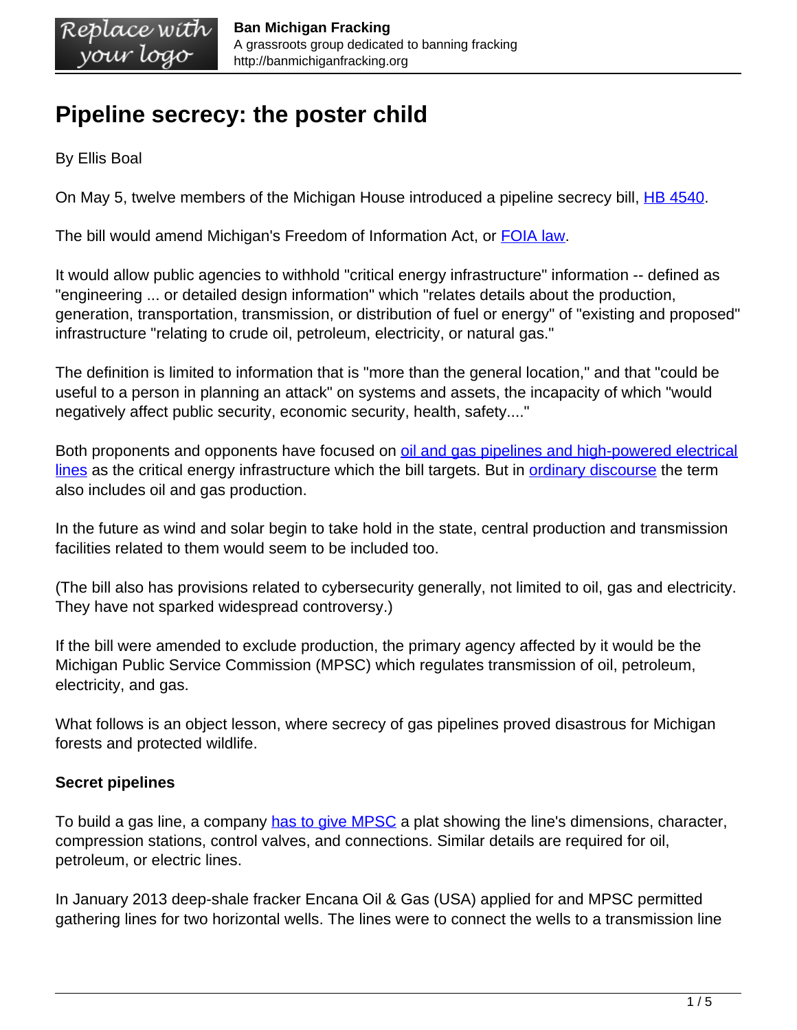# Pipeline secrecy: the poster child

By Ellis Boal

On May 5, twelve members of the Michigan House introduced a pipeline secrecy bill, HB 4540.

The bill would amend Michigan's Freedom of Information Act, or FOIA law.

It would allow public agencies to withhold "critical energy infrastructure" information -- defined as "engineering ... or detailed design information" which "relates details about the production, generation, transportation, transmission, or distribution of fuel or energy" of "existing and proposed" infrastructure "relating to crude oil, petroleum, electricity, or natural gas."

The definition is limited to information that is "more than the general location," and that "could be useful to a person in planning an attack" on systems and assets, the incapacity of which "would negatively affect public security, economic security, health, safety...."

Both proponents and opponents have focused on oil and gas pipelines and high-powered electrical lines as the critical energy infrastructure which the bill targets. But in ordinary discourse the term also includes oil and gas production.

In the future as wind and solar begin to take hold in the state, central production and transmission facilities related to them would seem to be included too.

(The bill also has provisions related to cybersecurity generally, not limited to oil, gas and electricity. They have not sparked widespread controversy.)

If the bill were amended to exclude production, the primary agency affected by it would be the Michigan Public Service Commission (MPSC) which regulates transmission of oil, petroleum, electricity, and gas.

What follows is an object lesson, where secrecy of gas pipelines proved disastrous for Michigan forests and protected wildlife.

**Secret pipelines**

To build a gas line, a company has to give MPSC a plat showing the line's dimensions, character, compression stations, control valves, and connections. Similar details are required for oil, petroleum, or electric lines.

In January 2013 deep-shale fracker Encana Oil & Gas (USA) applied for and MPSC permitted gathering lines for two horizontal wells. The lines were to connect the wells to a transmission line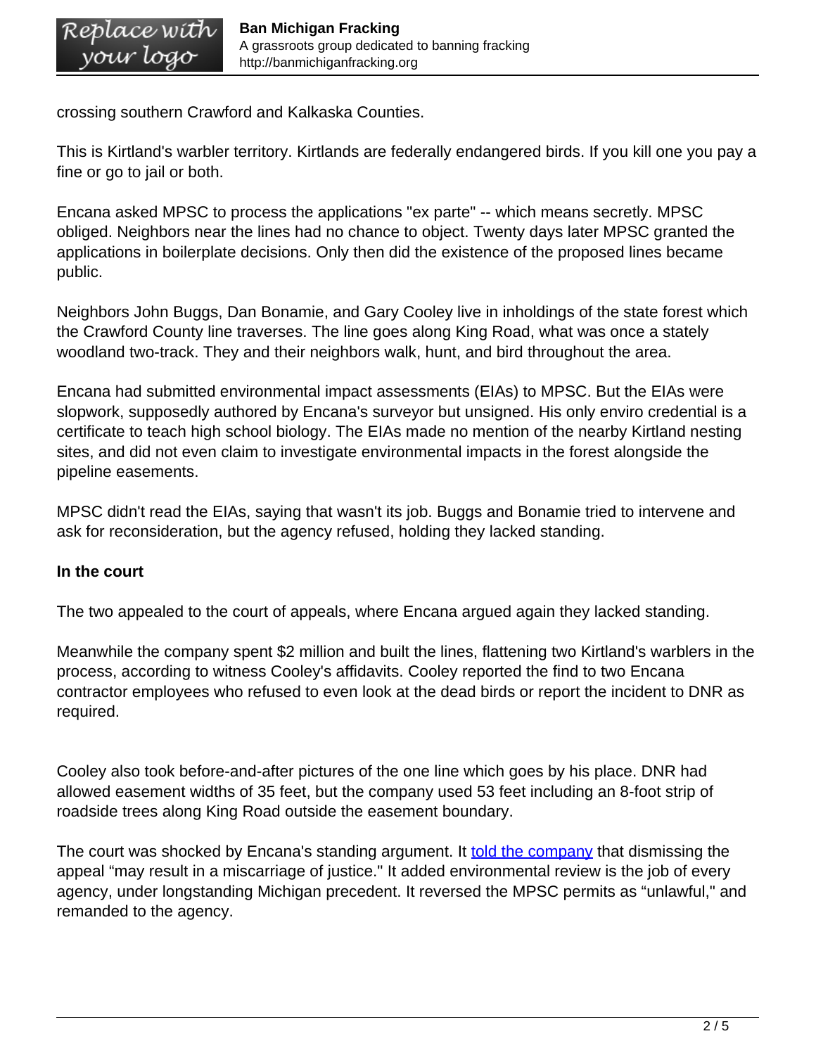crossing southern Crawford and Kalkaska Counties.

This is Kirtland's warbler territory. Kirtlands are federally endangered birds. If you kill one you pay a fine or go to jail or both.

Encana asked MPSC to process the applications "ex parte" -- which means secretly. MPSC obliged. Neighbors near the lines had no chance to object. Twenty days later MPSC granted the applications in boilerplate decisions. Only then did the existence of the proposed lines became public.

Neighbors John Buggs, Dan Bonamie, and Gary Cooley live in inholdings of the state forest which the Crawford County line traverses. The line goes along King Road, what was once a stately woodland two-track. They and their neighbors walk, hunt, and bird throughout the area.

Encana had submitted environmental impact assessments (EIAs) to MPSC. But the EIAs were slopwork, supposedly authored by Encana's surveyor but unsigned. His only enviro credential is a certificate to teach high school biology. The EIAs made no mention of the nearby Kirtland nesting sites, and did not even claim to investigate environmental impacts in the forest alongside the pipeline easements.

MPSC didn't read the EIAs, saying that wasn't its job. Buggs and Bonamie tried to intervene and ask for reconsideration, but the agency refused, holding they lacked standing.

**In the court**

The two appealed to the court of appeals, where Encana argued again they lacked standing.

Meanwhile the company spent $2 million and built the lines, flattening two Kirtland's warblers in the process, according to witness Cooley's affidavits. Cooley reported the find to two Encana contractor employees who refused to even look at the dead birds or report the incident to DNR as required.

Cooley also took before-and-after pictures of the one line which goes by his place. DNR had allowed easement widths of 35 feet, but the company used 53 feet including an 8-foot strip of roadside trees along King Road outside the easement boundary.

The court was shocked by Encana's standing argument. It told the company that dismissing the appeal "may result in a miscarriage of justice." It added environmental review is the job of every agency, under longstanding Michigan precedent. It reversed the MPSC permits as "unlawful," and remanded to the agency.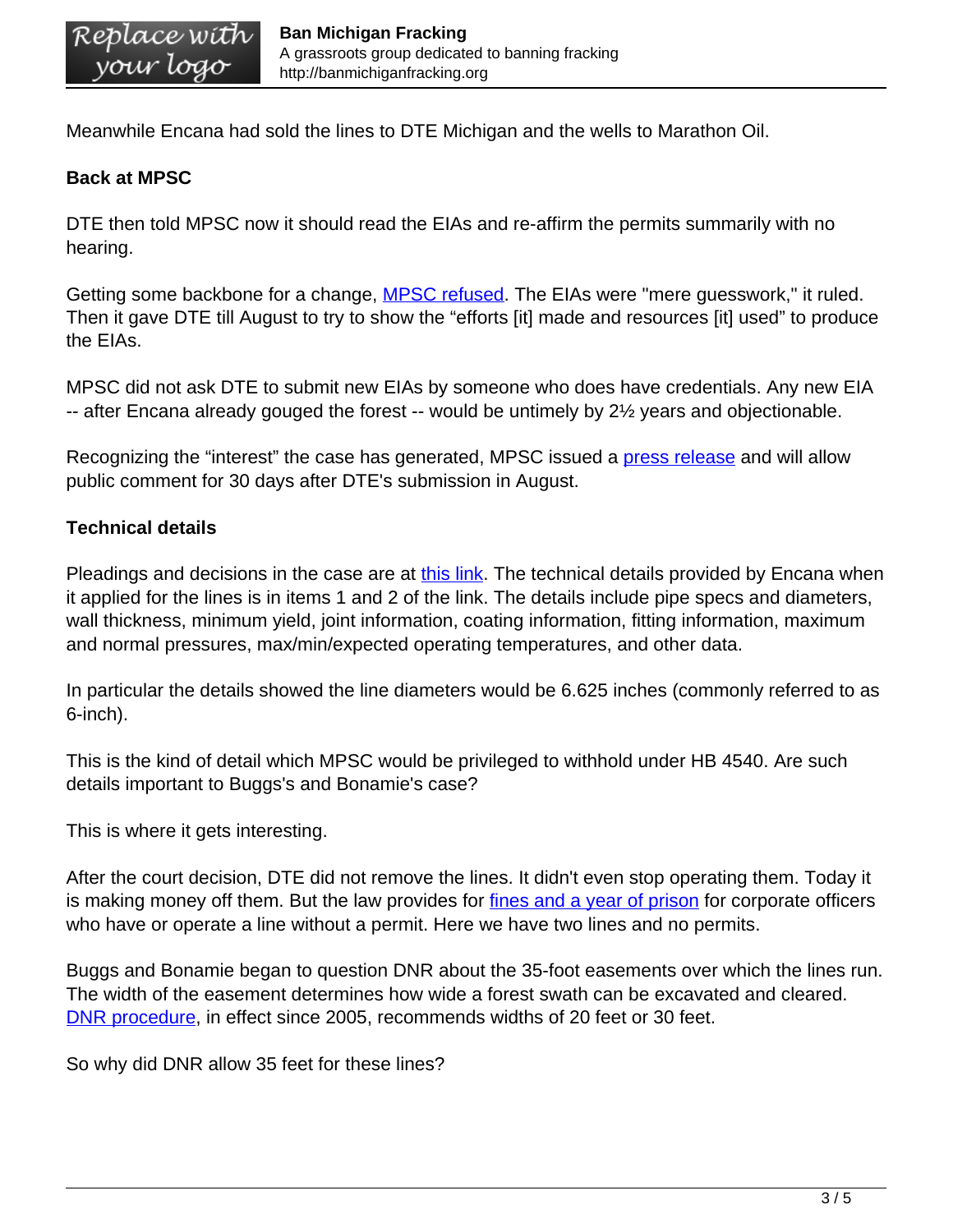Meanwhile Encana had sold the lines to DTE Michigan and the wells to Marathon Oil.

**Back at MPSC**

DTE then told MPSC now it should read the EIAs and re-affirm the permits summarily with no hearing.

Getting some backbone for a change, MPSC refused. The EIAs were "mere guesswork," it ruled. Then it gave DTE till August to try to show the “efforts [it] made and resources [it] used” to produce the EIAs.

MPSC did not ask DTE to submit new EIAs by someone who does have credentials. Any new EIA -- after Encana already gouged the forest -- would be untimely by 2½ years and objectionable.

Recognizing the “interest” the case has generated, MPSC issued a press release and will allow public comment for 30 days after DTE's submission in August.

**Technical details**

Pleadings and decisions in the case are at this link. The technical details provided by Encana when it applied for the lines is in items 1 and 2 of the link. The details include pipe specs and diameters, wall thickness, minimum yield, joint information, coating information, fitting information, maximum and normal pressures, max/min/expected operating temperatures, and other data.

In particular the details showed the line diameters would be 6.625 inches (commonly referred to as 6-inch).

This is the kind of detail which MPSC would be privileged to withhold under HB 4540. Are such details important to Buggs's and Bonamie's case?

This is where it gets interesting.

After the court decision, DTE did not remove the lines. It didn't even stop operating them. Today it is making money off them. But the law provides for fines and a year of prison for corporate officers who have or operate a line without a permit. Here we have two lines and no permits.

Buggs and Bonamie began to question DNR about the 35-foot easements over which the lines run. The width of the easement determines how wide a forest swath can be excavated and cleared. DNR procedure, in effect since 2005, recommends widths of 20 feet or 30 feet.

So why did DNR allow 35 feet for these lines?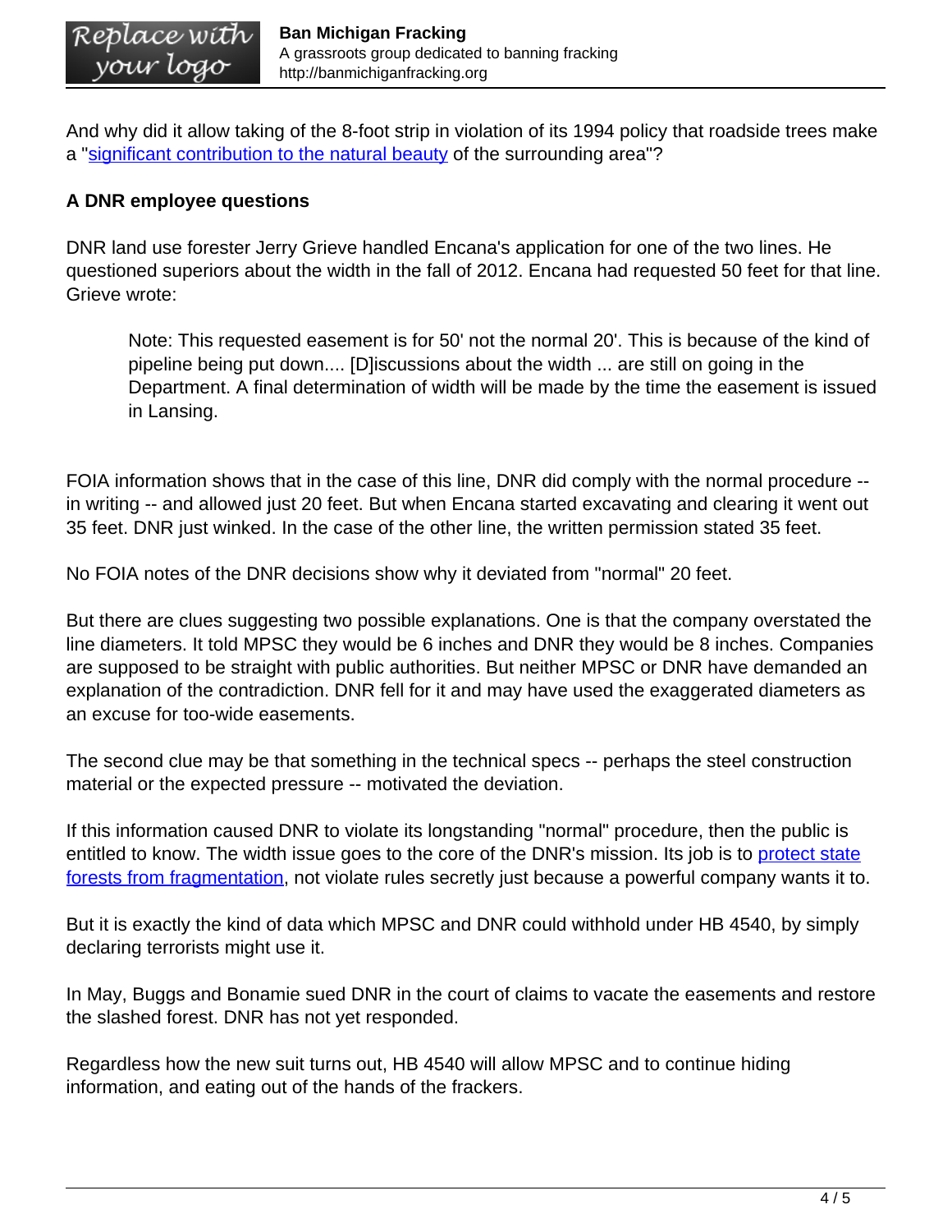And why did it allow taking of the 8-foot strip in violation of its 1994 policy that roadside trees make a "significant contribution to the natural beauty of the surrounding area"?

**A DNR employee questions**

DNR land use forester Jerry Grieve handled Encana's application for one of the two lines. He questioned superiors about the width in the fall of 2012. Encana had requested 50 feet for that line. Grieve wrote:

> Note: This requested easement is for 50' not the normal 20'. This is because of the kind of pipeline being put down.... [D]iscussions about the width ... are still on going in the Department. A final determination of width will be made by the time the easement is issued in Lansing.

FOIA information shows that in the case of this line, DNR did comply with the normal procedure -- in writing -- and allowed just 20 feet. But when Encana started excavating and clearing it went out 35 feet. DNR just winked. In the case of the other line, the written permission stated 35 feet.

No FOIA notes of the DNR decisions show why it deviated from "normal" 20 feet.

But there are clues suggesting two possible explanations. One is that the company overstated the line diameters. It told MPSC they would be 6 inches and DNR they would be 8 inches. Companies are supposed to be straight with public authorities. But neither MPSC or DNR have demanded an explanation of the contradiction. DNR fell for it and may have used the exaggerated diameters as an excuse for too-wide easements.

The second clue may be that something in the technical specs -- perhaps the steel construction material or the expected pressure -- motivated the deviation.

If this information caused DNR to violate its longstanding "normal" procedure, then the public is entitled to know. The width issue goes to the core of the DNR's mission. Its job is to protect state forests from fragmentation, not violate rules secretly just because a powerful company wants it to.

But it is exactly the kind of data which MPSC and DNR could withhold under HB 4540, by simply declaring terrorists might use it.

In May, Buggs and Bonamie sued DNR in the court of claims to vacate the easements and restore the slashed forest. DNR has not yet responded.

Regardless how the new suit turns out, HB 4540 will allow MPSC and to continue hiding information, and eating out of the hands of the frackers.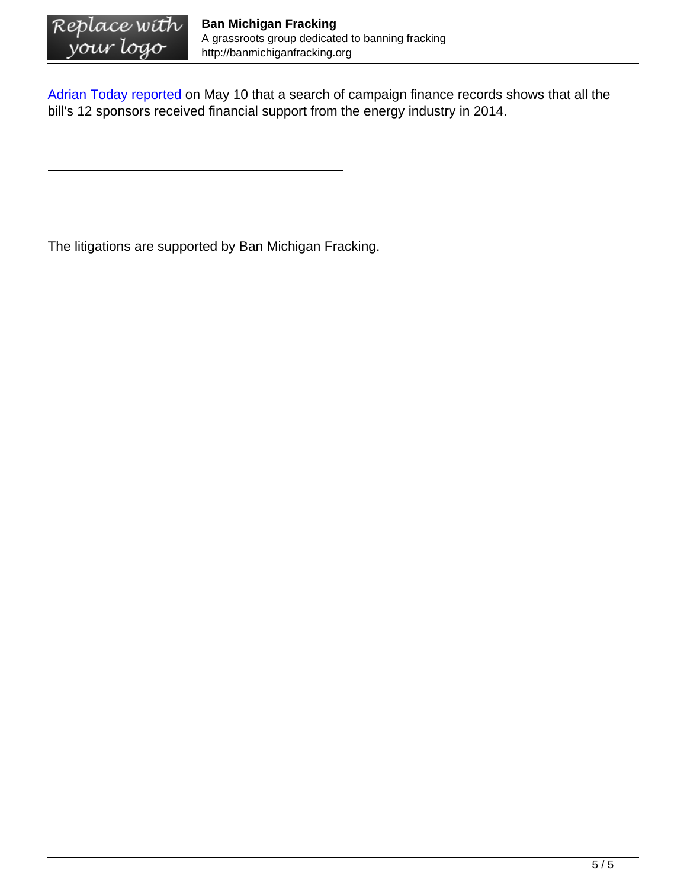[Adrian Today reported] on May 10 that a search of campaign finance records shows that all the bill's 12 sponsors received financial support from the energy industry in 2014.

---

The litigations are supported by Ban Michigan Fracking.